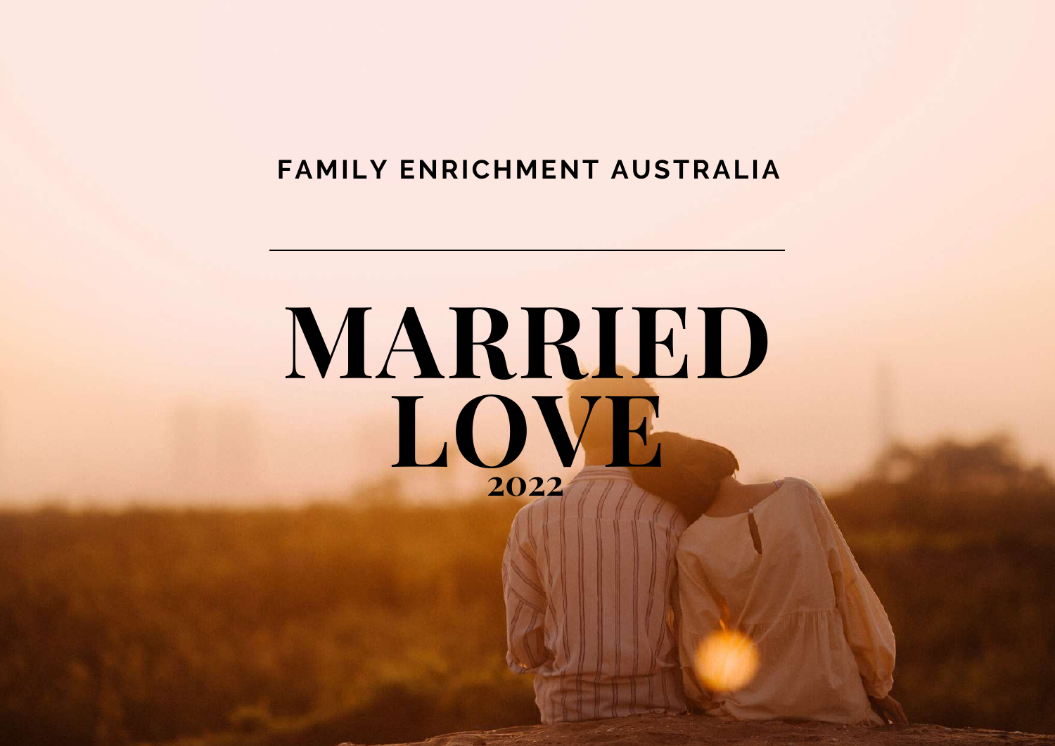**FAMILY ENRICHMENT AUSTRALIA**

---

# MARRIED LOVE

**2022**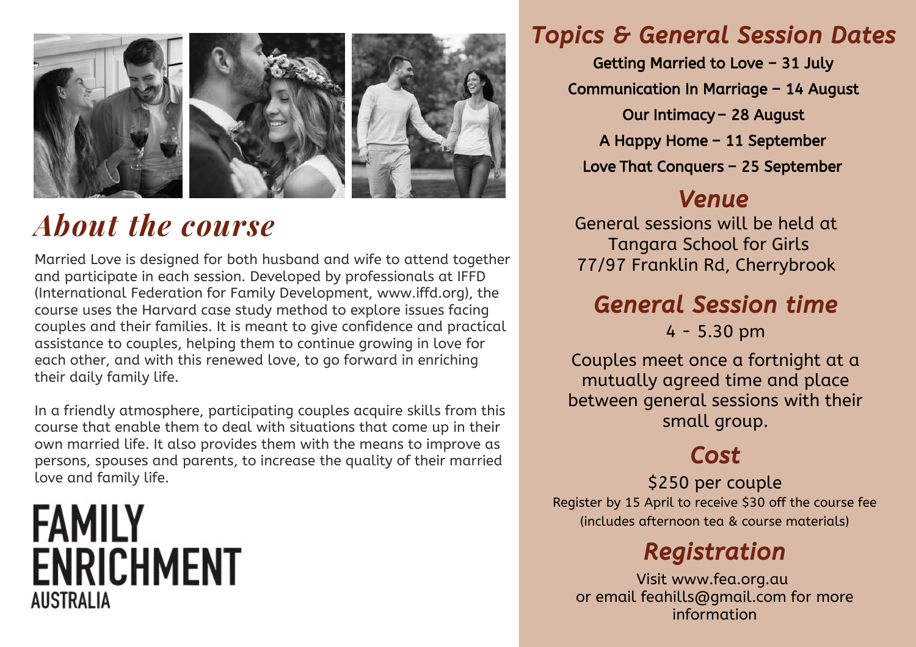## About the course

Married Love is designed for both husband and wife to attend together and participate in each session. Developed by professionals at IFFD (International Federation for Family Development, www.iffd.org), the course uses the Harvard case study method to explore issues facing couples and their families. It is meant to give confidence and practical assistance to couples, helping them to continue growing in love for each other, and with this renewed love, to go forward in enriching their daily family life.

In a friendly atmosphere, participating couples acquire skills from this course that enable them to deal with situations that come up in their own married life. It also provides them with the means to improve as persons, spouses and parents, to increase the quality of their married love and family life.

**FAMILY ENRICHMENT AUSTRALIA**

## Topics & General Session Dates

Getting Married to Love – 31 July

Communication In Marriage – 14 August

Our Intimacy – 28 August

A Happy Home – 11 September

Love That Conquers – 25 September

## Venue

General sessions will be held at
Tangara School for Girls
77/97 Franklin Rd, Cherrybrook

## General Session time

4 - 5.30 pm

Couples meet once a fortnight at a mutually agreed time and place between general sessions with their small group.

## Cost

$250 per couple

Register by 15 April to receive $30 off the course fee
(includes afternoon tea & course materials)

## Registration

Visit www.fea.org.au
or email feahills@gmail.com for more information